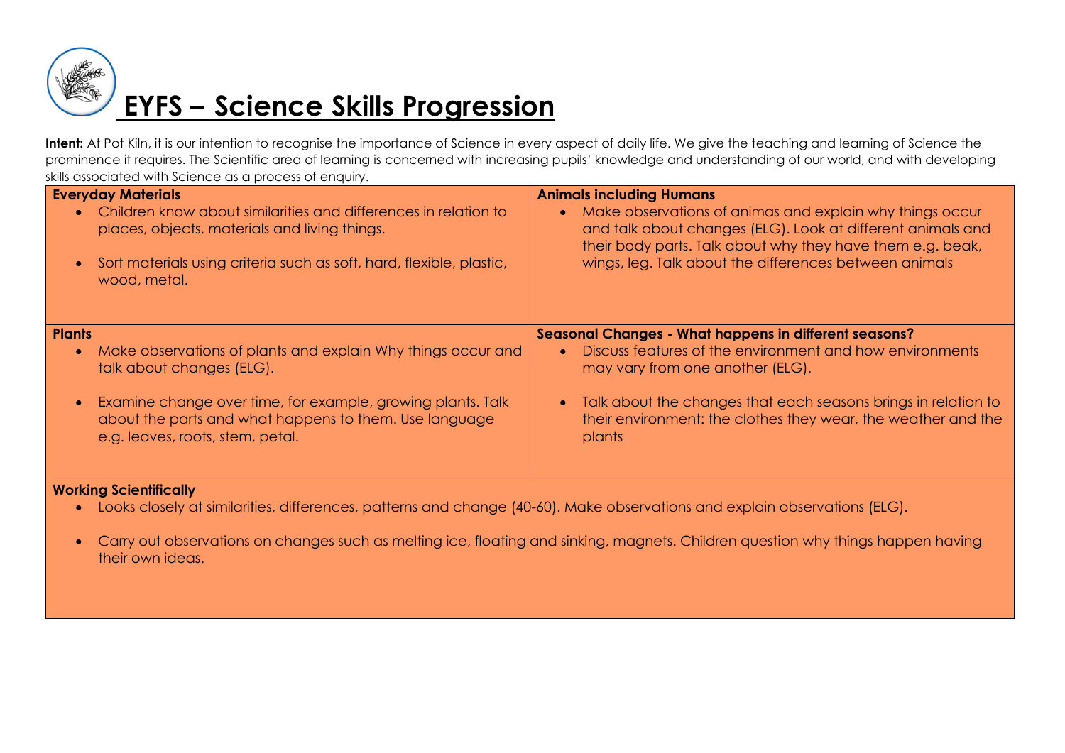# EYFS – Science Skills Progression

**Intent:** At Pot Kiln, it is our intention to recognise the importance of Science in every aspect of daily life. We give the teaching and learning of Science the prominence it requires. The Scientific area of learning is concerned with increasing pupils' knowledge and understanding of our world, and with developing skills associated with Science as a process of enquiry.

**Everyday Materials**

- Children know about similarities and differences in relation to places, objects, materials and living things.
- Sort materials using criteria such as soft, hard, flexible, plastic, wood, metal.

**Animals including Humans**

- Make observations of animas and explain why things occur and talk about changes (ELG). Look at different animals and their body parts. Talk about why they have them e.g. beak, wings, leg. Talk about the differences between animals

**Plants**

- Make observations of plants and explain Why things occur and talk about changes (ELG).
- Examine change over time, for example, growing plants. Talk about the parts and what happens to them. Use language e.g. leaves, roots, stem, petal.

**Seasonal Changes - What happens in different seasons?**

- Discuss features of the environment and how environments may vary from one another (ELG).
- Talk about the changes that each seasons brings in relation to their environment: the clothes they wear, the weather and the plants

**Working Scientifically**

- Looks closely at similarities, differences, patterns and change (40-60). Make observations and explain observations (ELG).
- Carry out observations on changes such as melting ice, floating and sinking, magnets. Children question why things happen having their own ideas.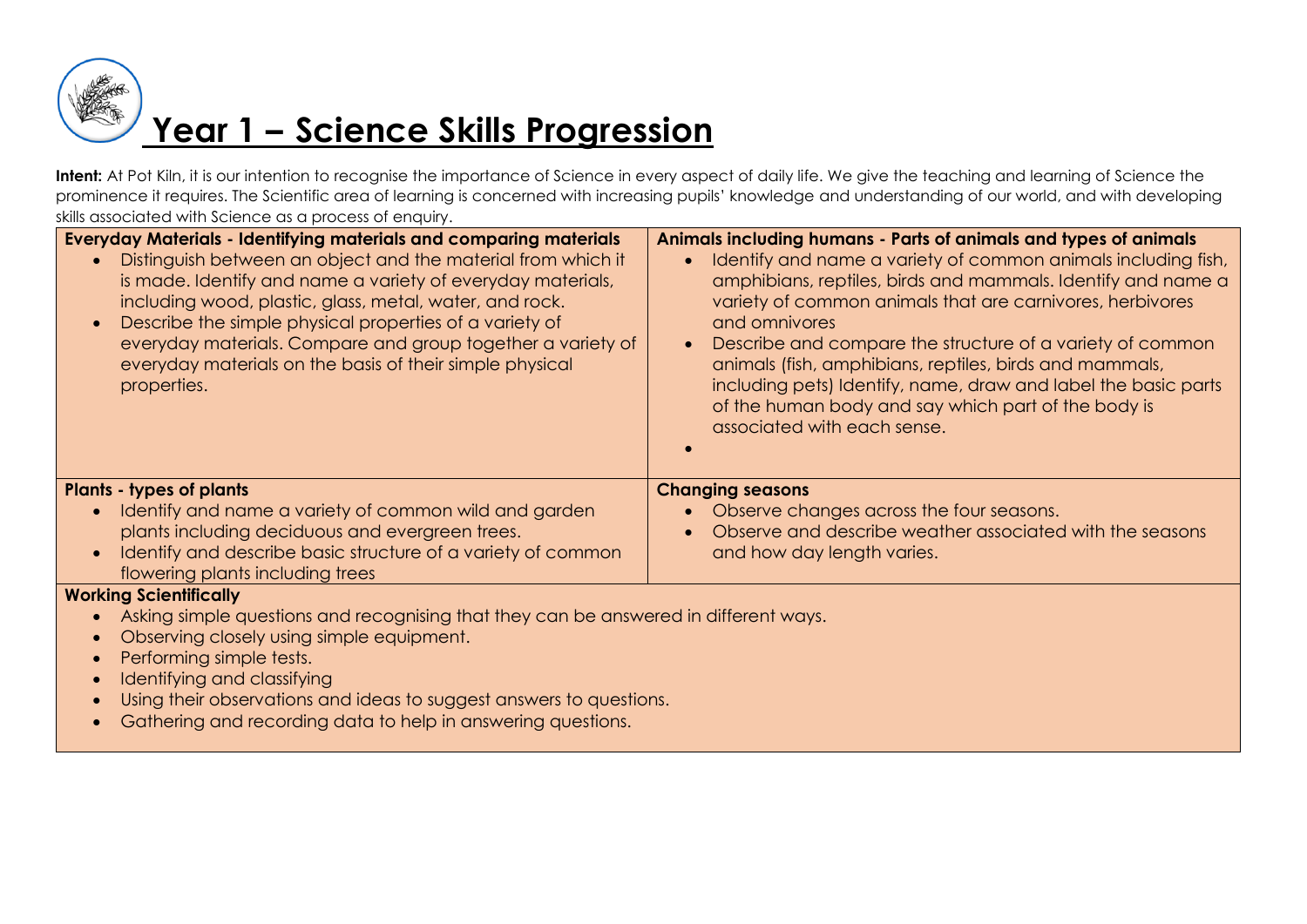# Year 1 – Science Skills Progression

**Intent:** At Pot Kiln, it is our intention to recognise the importance of Science in every aspect of daily life. We give the teaching and learning of Science the prominence it requires. The Scientific area of learning is concerned with increasing pupils' knowledge and understanding of our world, and with developing skills associated with Science as a process of enquiry.

**Everyday Materials - Identifying materials and comparing materials**

- Distinguish between an object and the material from which it is made. Identify and name a variety of everyday materials, including wood, plastic, glass, metal, water, and rock.
- Describe the simple physical properties of a variety of everyday materials. Compare and group together a variety of everyday materials on the basis of their simple physical properties.

**Animals including humans - Parts of animals and types of animals**

- Identify and name a variety of common animals including fish, amphibians, reptiles, birds and mammals. Identify and name a variety of common animals that are carnivores, herbivores and omnivores
- Describe and compare the structure of a variety of common animals (fish, amphibians, reptiles, birds and mammals, including pets) Identify, name, draw and label the basic parts of the human body and say which part of the body is associated with each sense.

**Plants - types of plants**

- Identify and name a variety of common wild and garden plants including deciduous and evergreen trees.
- Identify and describe basic structure of a variety of common flowering plants including trees

**Changing seasons**

- Observe changes across the four seasons.
- Observe and describe weather associated with the seasons and how day length varies.

**Working Scientifically**

- Asking simple questions and recognising that they can be answered in different ways.
- Observing closely using simple equipment.
- Performing simple tests.
- Identifying and classifying
- Using their observations and ideas to suggest answers to questions.
- Gathering and recording data to help in answering questions.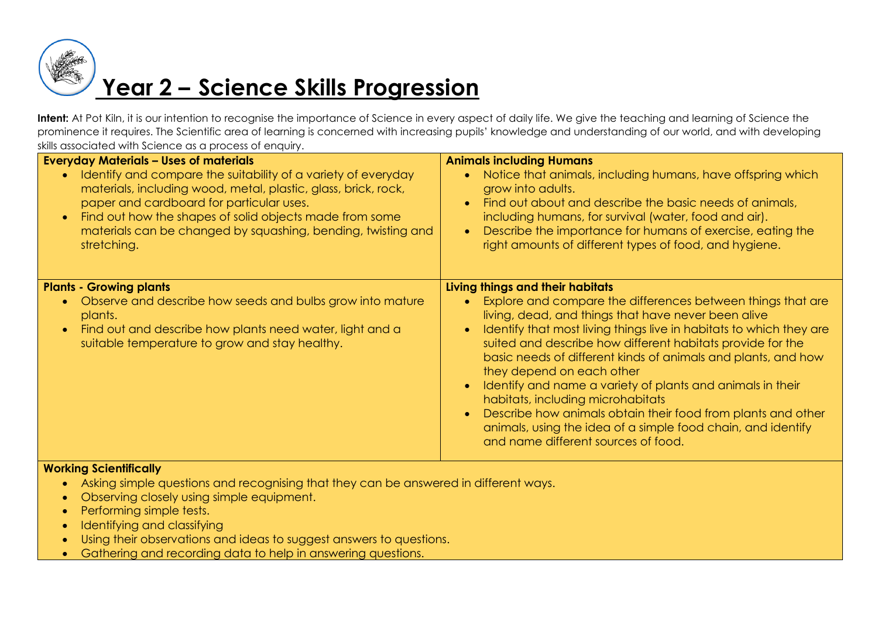# Year 2 – Science Skills Progression

**Intent:** At Pot Kiln, it is our intention to recognise the importance of Science in every aspect of daily life. We give the teaching and learning of Science the prominence it requires. The Scientific area of learning is concerned with increasing pupils' knowledge and understanding of our world, and with developing skills associated with Science as a process of enquiry.

| **Everyday Materials – Uses of materials** | **Animals including Humans** |
| --- | --- |
| • Identify and compare the suitability of a variety of everyday materials, including wood, metal, plastic, glass, brick, rock, paper and cardboard for particular uses.<br>• Find out how the shapes of solid objects made from some materials can be changed by squashing, bending, twisting and stretching. | • Notice that animals, including humans, have offspring which grow into adults.<br>• Find out about and describe the basic needs of animals, including humans, for survival (water, food and air).<br>• Describe the importance for humans of exercise, eating the right amounts of different types of food, and hygiene. |
| **Plants - Growing plants**<br>• Observe and describe how seeds and bulbs grow into mature plants.<br>• Find out and describe how plants need water, light and a suitable temperature to grow and stay healthy. | **Living things and their habitats**<br>• Explore and compare the differences between things that are living, dead, and things that have never been alive<br>• Identify that most living things live in habitats to which they are suited and describe how different habitats provide for the basic needs of different kinds of animals and plants, and how they depend on each other<br>• Identify and name a variety of plants and animals in their habitats, including microhabitats<br>• Describe how animals obtain their food from plants and other animals, using the idea of a simple food chain, and identify and name different sources of food. |

**Working Scientifically**

- Asking simple questions and recognising that they can be answered in different ways.
- Observing closely using simple equipment.
- Performing simple tests.
- Identifying and classifying
- Using their observations and ideas to suggest answers to questions.
- Gathering and recording data to help in answering questions.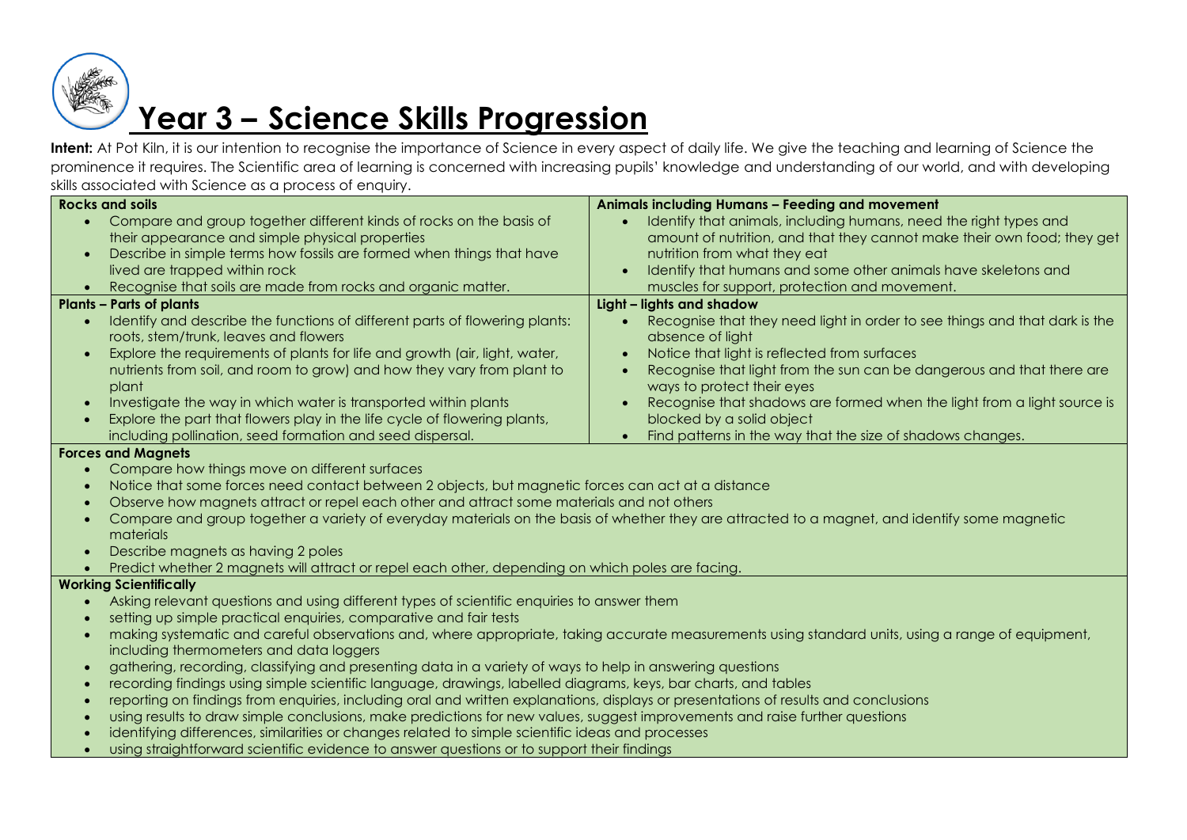# Year 3 – Science Skills Progression

**Intent:** At Pot Kiln, it is our intention to recognise the importance of Science in every aspect of daily life. We give the teaching and learning of Science the prominence it requires. The Scientific area of learning is concerned with increasing pupils' knowledge and understanding of our world, and with developing skills associated with Science as a process of enquiry.

**Rocks and soils**

- Compare and group together different kinds of rocks on the basis of their appearance and simple physical properties
- Describe in simple terms how fossils are formed when things that have lived are trapped within rock
- Recognise that soils are made from rocks and organic matter.

**Animals including Humans – Feeding and movement**

- Identify that animals, including humans, need the right types and amount of nutrition, and that they cannot make their own food; they get nutrition from what they eat
- Identify that humans and some other animals have skeletons and muscles for support, protection and movement.

**Plants – Parts of plants**

- Identify and describe the functions of different parts of flowering plants: roots, stem/trunk, leaves and flowers
- Explore the requirements of plants for life and growth (air, light, water, nutrients from soil, and room to grow) and how they vary from plant to plant
- Investigate the way in which water is transported within plants
- Explore the part that flowers play in the life cycle of flowering plants, including pollination, seed formation and seed dispersal.

**Light – lights and shadow**

- Recognise that they need light in order to see things and that dark is the absence of light
- Notice that light is reflected from surfaces
- Recognise that light from the sun can be dangerous and that there are ways to protect their eyes
- Recognise that shadows are formed when the light from a light source is blocked by a solid object
- Find patterns in the way that the size of shadows changes.

**Forces and Magnets**

- Compare how things move on different surfaces
- Notice that some forces need contact between 2 objects, but magnetic forces can act at a distance
- Observe how magnets attract or repel each other and attract some materials and not others
- Compare and group together a variety of everyday materials on the basis of whether they are attracted to a magnet, and identify some magnetic materials
- Describe magnets as having 2 poles
- Predict whether 2 magnets will attract or repel each other, depending on which poles are facing.

**Working Scientifically**

- Asking relevant questions and using different types of scientific enquiries to answer them
- setting up simple practical enquiries, comparative and fair tests
- making systematic and careful observations and, where appropriate, taking accurate measurements using standard units, using a range of equipment, including thermometers and data loggers
- gathering, recording, classifying and presenting data in a variety of ways to help in answering questions
- recording findings using simple scientific language, drawings, labelled diagrams, keys, bar charts, and tables
- reporting on findings from enquiries, including oral and written explanations, displays or presentations of results and conclusions
- using results to draw simple conclusions, make predictions for new values, suggest improvements and raise further questions
- identifying differences, similarities or changes related to simple scientific ideas and processes
- using straightforward scientific evidence to answer questions or to support their findings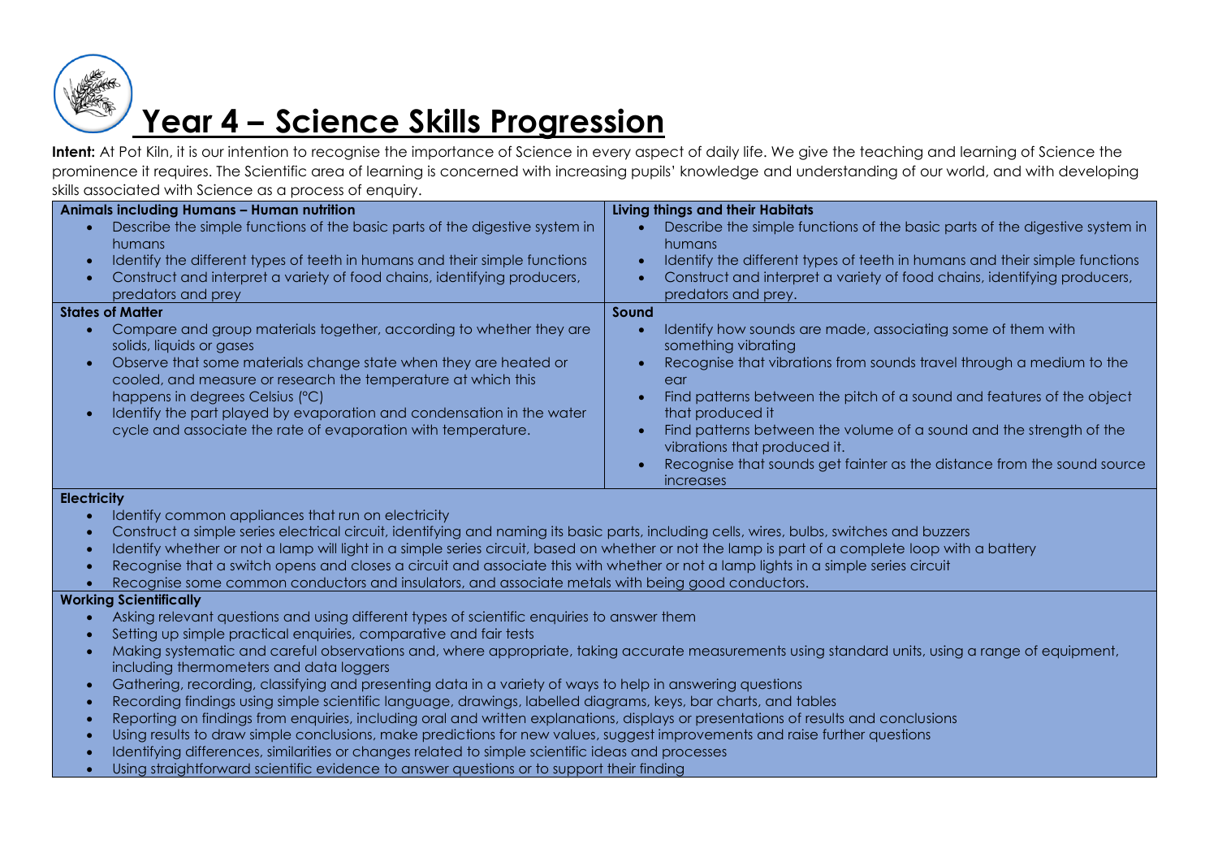# Year 4 – Science Skills Progression

**Intent:** At Pot Kiln, it is our intention to recognise the importance of Science in every aspect of daily life. We give the teaching and learning of Science the prominence it requires. The Scientific area of learning is concerned with increasing pupils' knowledge and understanding of our world, and with developing skills associated with Science as a process of enquiry.

| **Animals including Humans – Human nutrition** | **Living things and their Habitats** |
|---|---|
| • Describe the simple functions of the basic parts of the digestive system in humans<br>• Identify the different types of teeth in humans and their simple functions<br>• Construct and interpret a variety of food chains, identifying producers, predators and prey | • Describe the simple functions of the basic parts of the digestive system in humans<br>• Identify the different types of teeth in humans and their simple functions<br>• Construct and interpret a variety of food chains, identifying producers, predators and prey. |
| **States of Matter** | **Sound** |
| • Compare and group materials together, according to whether they are solids, liquids or gases<br>• Observe that some materials change state when they are heated or cooled, and measure or research the temperature at which this happens in degrees Celsius (°C)<br>• Identify the part played by evaporation and condensation in the water cycle and associate the rate of evaporation with temperature. | • Identify how sounds are made, associating some of them with something vibrating<br>• Recognise that vibrations from sounds travel through a medium to the ear<br>• Find patterns between the pitch of a sound and features of the object that produced it<br>• Find patterns between the volume of a sound and the strength of the vibrations that produced it.<br>• Recognise that sounds get fainter as the distance from the sound source increases |

**Electricity**

- Identify common appliances that run on electricity
- Construct a simple series electrical circuit, identifying and naming its basic parts, including cells, wires, bulbs, switches and buzzers
- Identify whether or not a lamp will light in a simple series circuit, based on whether or not the lamp is part of a complete loop with a battery
- Recognise that a switch opens and closes a circuit and associate this with whether or not a lamp lights in a simple series circuit
- Recognise some common conductors and insulators, and associate metals with being good conductors.

**Working Scientifically**

- Asking relevant questions and using different types of scientific enquiries to answer them
- Setting up simple practical enquiries, comparative and fair tests
- Making systematic and careful observations and, where appropriate, taking accurate measurements using standard units, using a range of equipment, including thermometers and data loggers
- Gathering, recording, classifying and presenting data in a variety of ways to help in answering questions
- Recording findings using simple scientific language, drawings, labelled diagrams, keys, bar charts, and tables
- Reporting on findings from enquiries, including oral and written explanations, displays or presentations of results and conclusions
- Using results to draw simple conclusions, make predictions for new values, suggest improvements and raise further questions
- Identifying differences, similarities or changes related to simple scientific ideas and processes
- Using straightforward scientific evidence to answer questions or to support their finding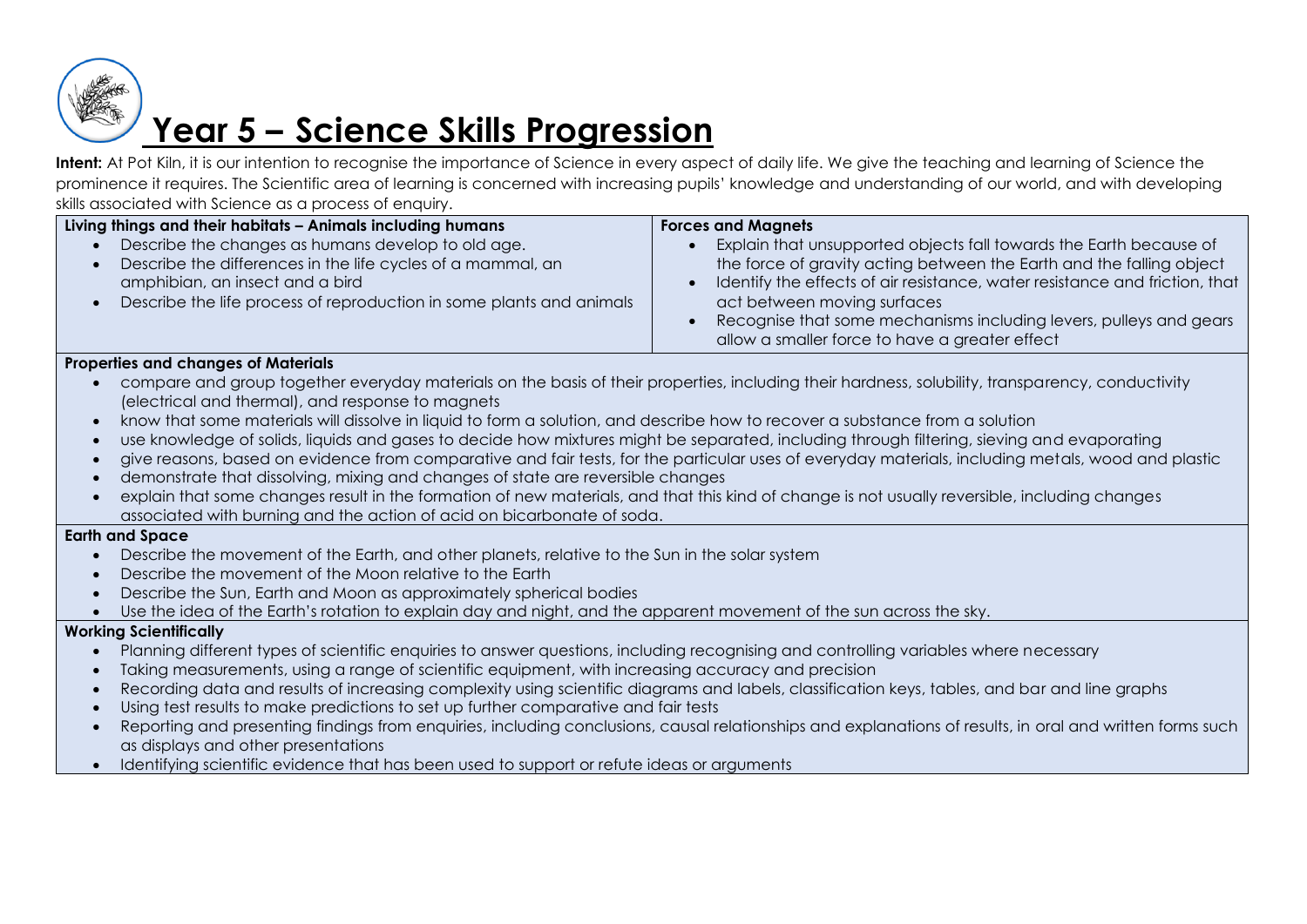# Year 5 – Science Skills Progression

**Intent:** At Pot Kiln, it is our intention to recognise the importance of Science in every aspect of daily life. We give the teaching and learning of Science the prominence it requires. The Scientific area of learning is concerned with increasing pupils' knowledge and understanding of our world, and with developing skills associated with Science as a process of enquiry.

| Living things and their habitats – Animals including humans | Forces and Magnets |
| --- | --- |
| • Describe the changes as humans develop to old age.<br>• Describe the differences in the life cycles of a mammal, an amphibian, an insect and a bird<br>• Describe the life process of reproduction in some plants and animals | • Explain that unsupported objects fall towards the Earth because of the force of gravity acting between the Earth and the falling object<br>• Identify the effects of air resistance, water resistance and friction, that act between moving surfaces<br>• Recognise that some mechanisms including levers, pulleys and gears allow a smaller force to have a greater effect |

**Properties and changes of Materials**

- compare and group together everyday materials on the basis of their properties, including their hardness, solubility, transparency, conductivity (electrical and thermal), and response to magnets
- know that some materials will dissolve in liquid to form a solution, and describe how to recover a substance from a solution
- use knowledge of solids, liquids and gases to decide how mixtures might be separated, including through filtering, sieving and evaporating
- give reasons, based on evidence from comparative and fair tests, for the particular uses of everyday materials, including metals, wood and plastic
- demonstrate that dissolving, mixing and changes of state are reversible changes
- explain that some changes result in the formation of new materials, and that this kind of change is not usually reversible, including changes associated with burning and the action of acid on bicarbonate of soda.

**Earth and Space**

- Describe the movement of the Earth, and other planets, relative to the Sun in the solar system
- Describe the movement of the Moon relative to the Earth
- Describe the Sun, Earth and Moon as approximately spherical bodies
- Use the idea of the Earth's rotation to explain day and night, and the apparent movement of the sun across the sky.

**Working Scientifically**

- Planning different types of scientific enquiries to answer questions, including recognising and controlling variables where necessary
- Taking measurements, using a range of scientific equipment, with increasing accuracy and precision
- Recording data and results of increasing complexity using scientific diagrams and labels, classification keys, tables, and bar and line graphs
- Using test results to make predictions to set up further comparative and fair tests
- Reporting and presenting findings from enquiries, including conclusions, causal relationships and explanations of results, in oral and written forms such as displays and other presentations
- Identifying scientific evidence that has been used to support or refute ideas or arguments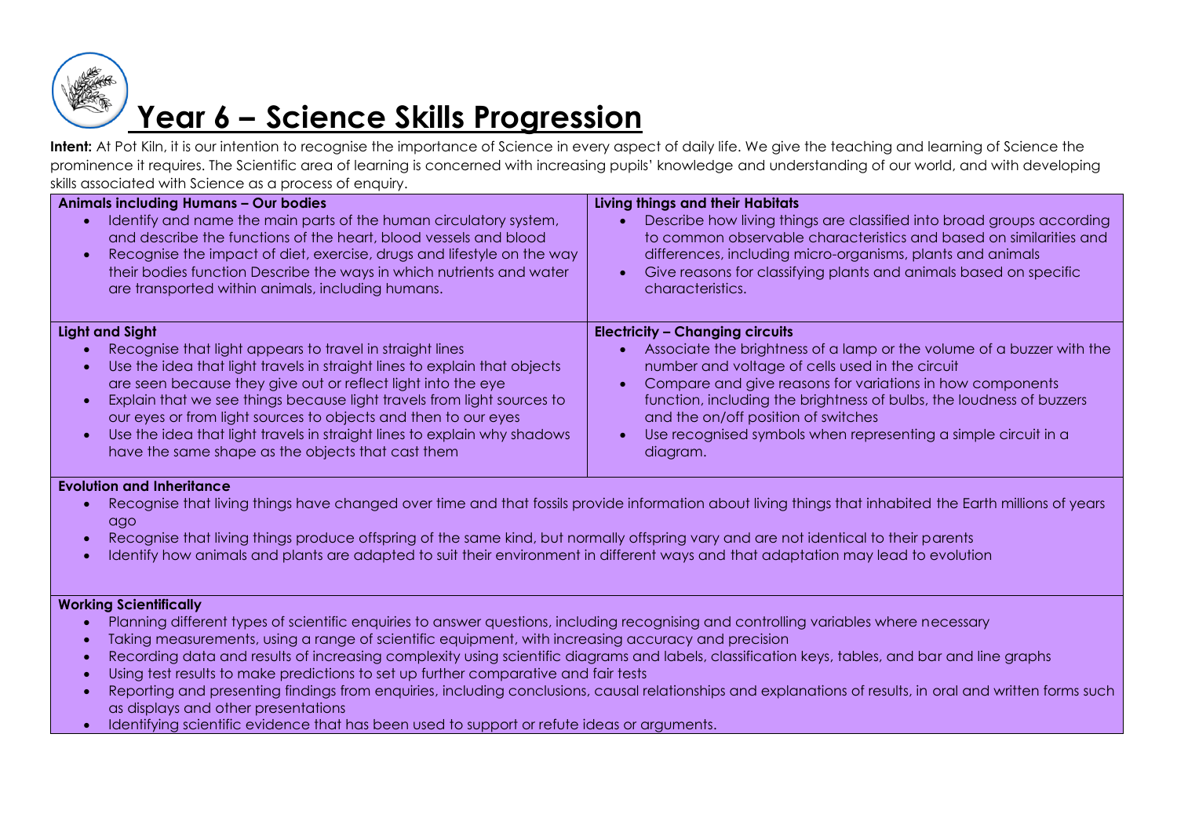# Year 6 – Science Skills Progression

**Intent:** At Pot Kiln, it is our intention to recognise the importance of Science in every aspect of daily life. We give the teaching and learning of Science the prominence it requires. The Scientific area of learning is concerned with increasing pupils' knowledge and understanding of our world, and with developing skills associated with Science as a process of enquiry.

**Animals including Humans – Our bodies**

- Identify and name the main parts of the human circulatory system, and describe the functions of the heart, blood vessels and blood
- Recognise the impact of diet, exercise, drugs and lifestyle on the way their bodies function Describe the ways in which nutrients and water are transported within animals, including humans.

**Living things and their Habitats**

- Describe how living things are classified into broad groups according to common observable characteristics and based on similarities and differences, including micro-organisms, plants and animals
- Give reasons for classifying plants and animals based on specific characteristics.

**Light and Sight**

- Recognise that light appears to travel in straight lines
- Use the idea that light travels in straight lines to explain that objects are seen because they give out or reflect light into the eye
- Explain that we see things because light travels from light sources to our eyes or from light sources to objects and then to our eyes
- Use the idea that light travels in straight lines to explain why shadows have the same shape as the objects that cast them

**Electricity – Changing circuits**

- Associate the brightness of a lamp or the volume of a buzzer with the number and voltage of cells used in the circuit
- Compare and give reasons for variations in how components function, including the brightness of bulbs, the loudness of buzzers and the on/off position of switches
- Use recognised symbols when representing a simple circuit in a diagram.

**Evolution and Inheritance**

- Recognise that living things have changed over time and that fossils provide information about living things that inhabited the Earth millions of years ago
- Recognise that living things produce offspring of the same kind, but normally offspring vary and are not identical to their parents
- Identify how animals and plants are adapted to suit their environment in different ways and that adaptation may lead to evolution

**Working Scientifically**

- Planning different types of scientific enquiries to answer questions, including recognising and controlling variables where necessary
- Taking measurements, using a range of scientific equipment, with increasing accuracy and precision
- Recording data and results of increasing complexity using scientific diagrams and labels, classification keys, tables, and bar and line graphs
- Using test results to make predictions to set up further comparative and fair tests
- Reporting and presenting findings from enquiries, including conclusions, causal relationships and explanations of results, in oral and written forms such as displays and other presentations
- Identifying scientific evidence that has been used to support or refute ideas or arguments.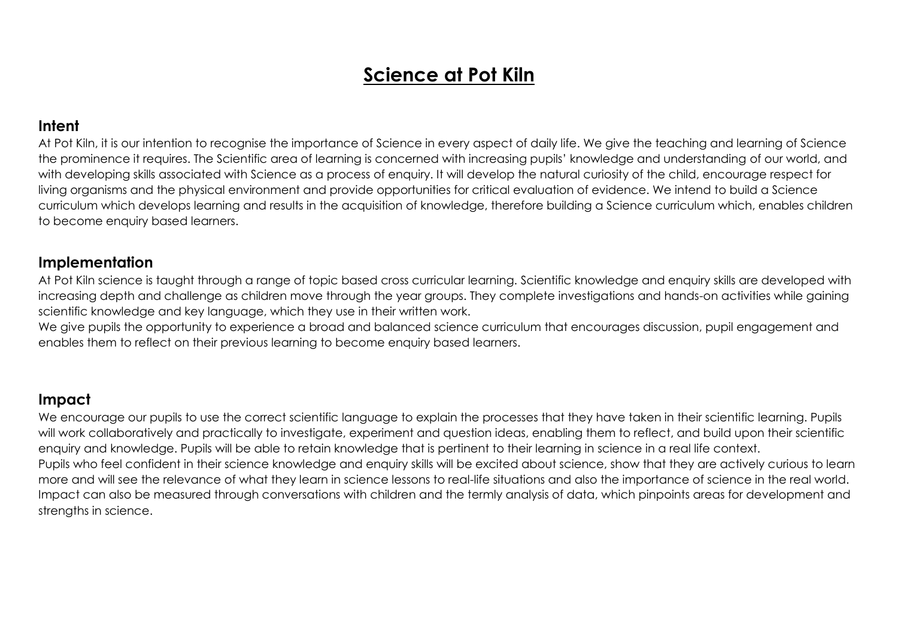# Science at Pot Kiln

## Intent

At Pot Kiln, it is our intention to recognise the importance of Science in every aspect of daily life. We give the teaching and learning of Science the prominence it requires. The Scientific area of learning is concerned with increasing pupils' knowledge and understanding of our world, and with developing skills associated with Science as a process of enquiry. It will develop the natural curiosity of the child, encourage respect for living organisms and the physical environment and provide opportunities for critical evaluation of evidence. We intend to build a Science curriculum which develops learning and results in the acquisition of knowledge, therefore building a Science curriculum which, enables children to become enquiry based learners.

## Implementation

At Pot Kiln science is taught through a range of topic based cross curricular learning. Scientific knowledge and enquiry skills are developed with increasing depth and challenge as children move through the year groups. They complete investigations and hands-on activities while gaining scientific knowledge and key language, which they use in their written work.

We give pupils the opportunity to experience a broad and balanced science curriculum that encourages discussion, pupil engagement and enables them to reflect on their previous learning to become enquiry based learners.

## Impact

We encourage our pupils to use the correct scientific language to explain the processes that they have taken in their scientific learning. Pupils will work collaboratively and practically to investigate, experiment and question ideas, enabling them to reflect, and build upon their scientific enquiry and knowledge. Pupils will be able to retain knowledge that is pertinent to their learning in science in a real life context.

Pupils who feel confident in their science knowledge and enquiry skills will be excited about science, show that they are actively curious to learn more and will see the relevance of what they learn in science lessons to real-life situations and also the importance of science in the real world. Impact can also be measured through conversations with children and the termly analysis of data, which pinpoints areas for development and strengths in science.